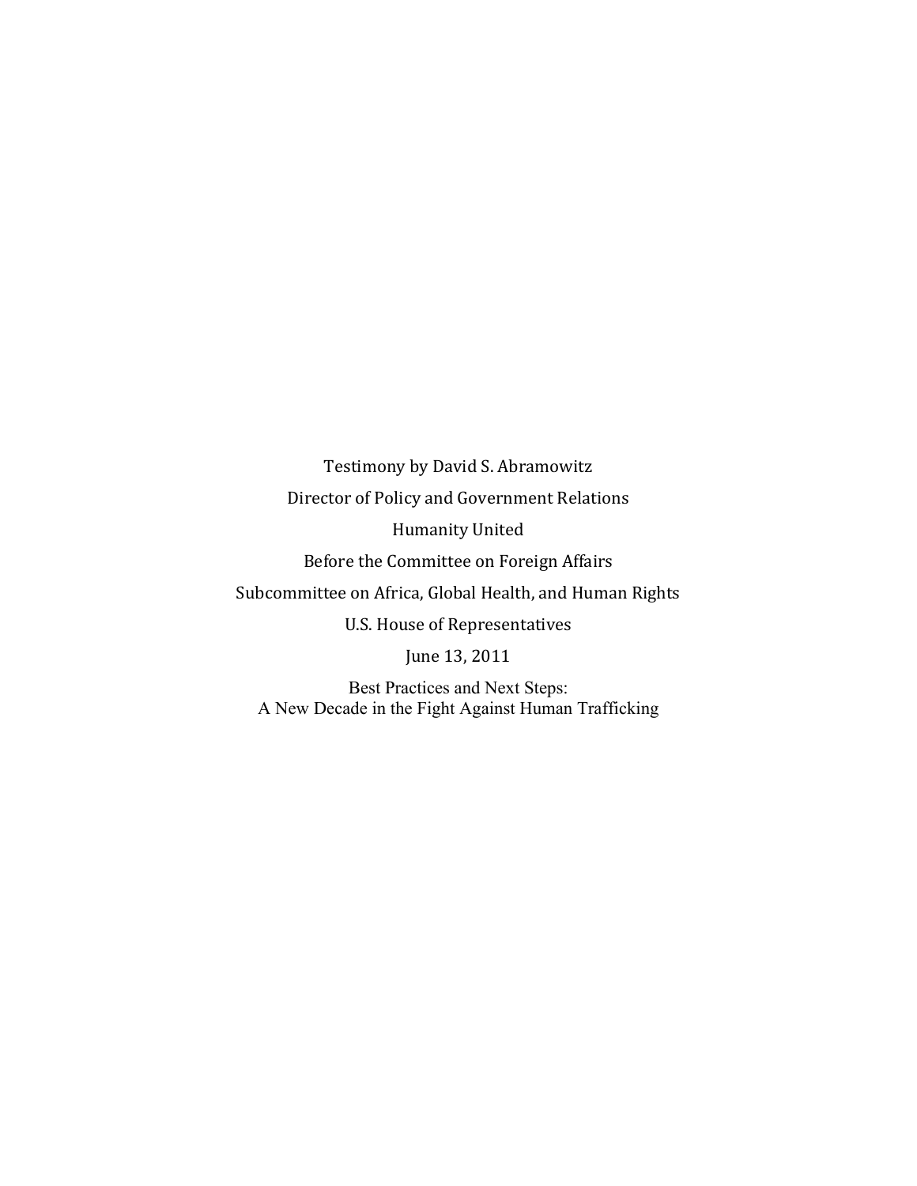Testimony by David S. Abramowitz

Director of Policy and Government Relations

Humanity United

Before the Committee on Foreign Affairs

Subcommittee on Africa, Global Health, and Human Rights

U.S. House of Representatives

June 13, 2011

Best Practices and Next Steps:
A New Decade in the Fight Against Human Trafficking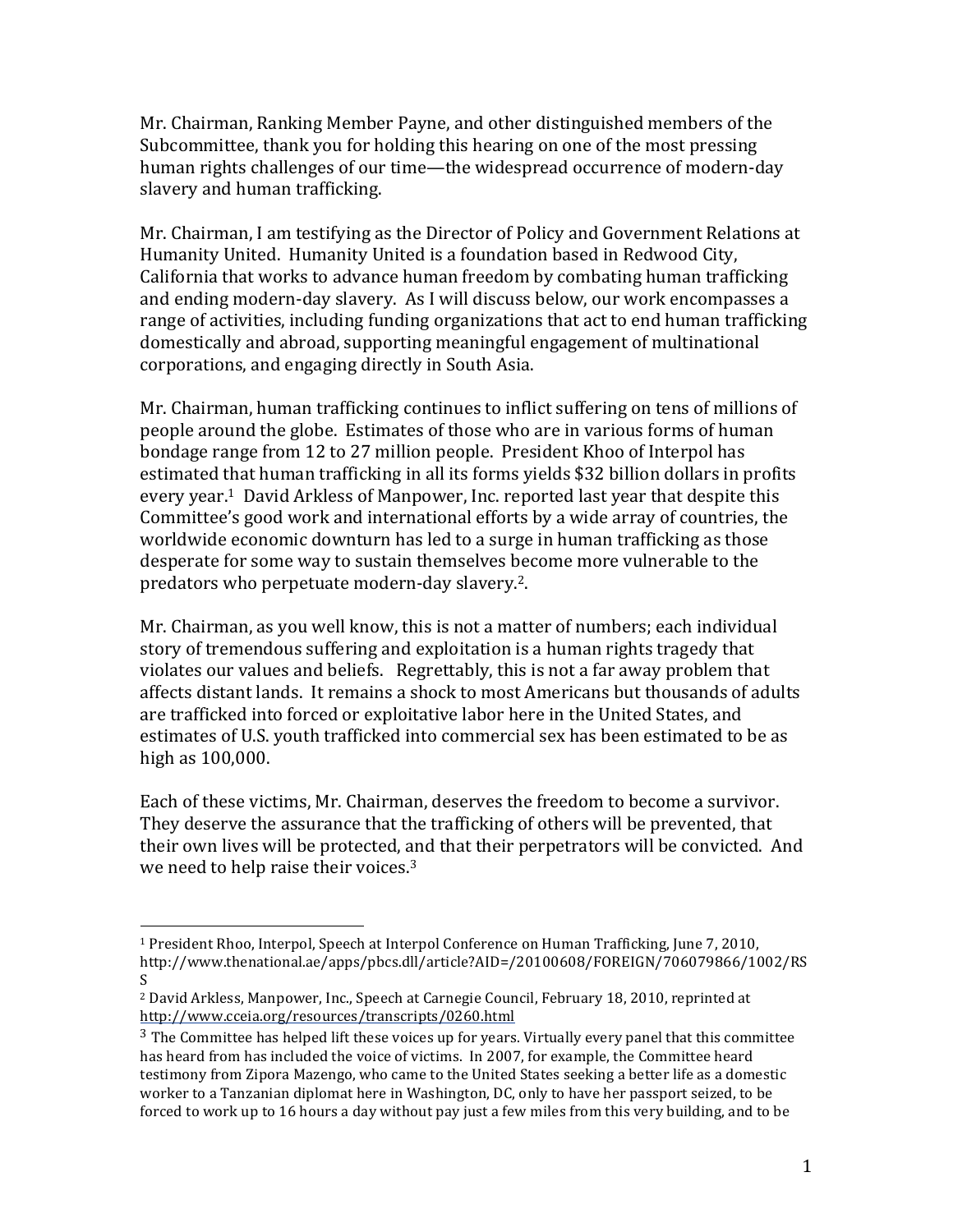Mr. Chairman, Ranking Member Payne, and other distinguished members of the Subcommittee, thank you for holding this hearing on one of the most pressing human rights challenges of our time—the widespread occurrence of modern-day slavery and human trafficking.

Mr. Chairman, I am testifying as the Director of Policy and Government Relations at Humanity United. Humanity United is a foundation based in Redwood City, California that works to advance human freedom by combating human trafficking and ending modern-day slavery. As I will discuss below, our work encompasses a range of activities, including funding organizations that act to end human trafficking domestically and abroad, supporting meaningful engagement of multinational corporations, and engaging directly in South Asia.

Mr. Chairman, human trafficking continues to inflict suffering on tens of millions of people around the globe. Estimates of those who are in various forms of human bondage range from 12 to 27 million people. President Khoo of Interpol has estimated that human trafficking in all its forms yields $32 billion dollars in profits every year.[1] David Arkless of Manpower, Inc. reported last year that despite this Committee's good work and international efforts by a wide array of countries, the worldwide economic downturn has led to a surge in human trafficking as those desperate for some way to sustain themselves become more vulnerable to the predators who perpetuate modern-day slavery.[2].

Mr. Chairman, as you well know, this is not a matter of numbers; each individual story of tremendous suffering and exploitation is a human rights tragedy that violates our values and beliefs. Regrettably, this is not a far away problem that affects distant lands. It remains a shock to most Americans but thousands of adults are trafficked into forced or exploitative labor here in the United States, and estimates of U.S. youth trafficked into commercial sex has been estimated to be as high as 100,000.

Each of these victims, Mr. Chairman, deserves the freedom to become a survivor. They deserve the assurance that the trafficking of others will be prevented, that their own lives will be protected, and that their perpetrators will be convicted. And we need to help raise their voices.[3]

---

[1] President Rhoo, Interpol, Speech at Interpol Conference on Human Trafficking, June 7, 2010, http://www.thenational.ae/apps/pbcs.dll/article?AID=/20100608/FOREIGN/706079866/1002/RSS

[2] David Arkless, Manpower, Inc., Speech at Carnegie Council, February 18, 2010, reprinted at http://www.cceia.org/resources/transcripts/0260.html

[3] The Committee has helped lift these voices up for years. Virtually every panel that this committee has heard from has included the voice of victims. In 2007, for example, the Committee heard testimony from Zipora Mazengo, who came to the United States seeking a better life as a domestic worker to a Tanzanian diplomat here in Washington, DC, only to have her passport seized, to be forced to work up to 16 hours a day without pay just a few miles from this very building, and to be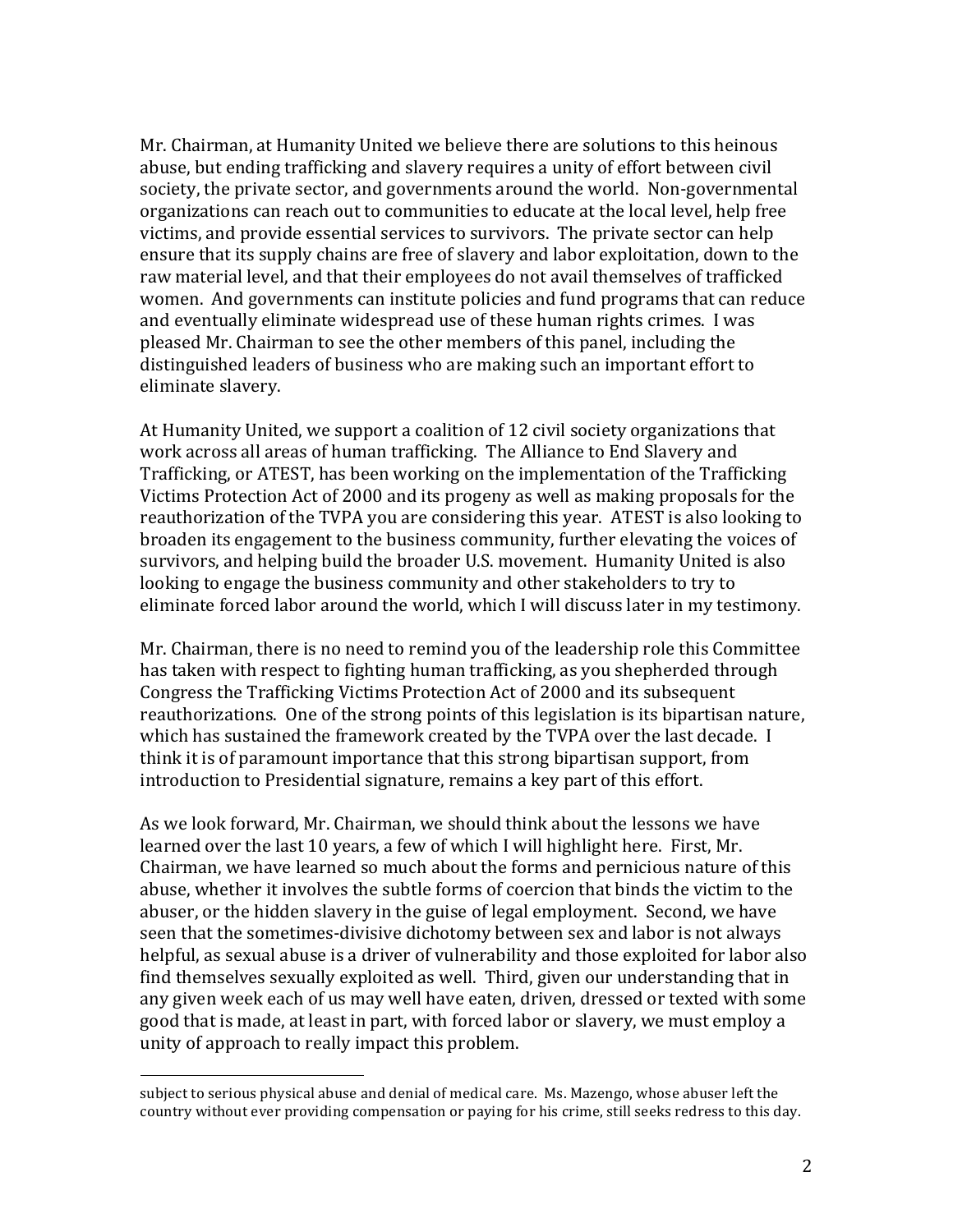Mr. Chairman, at Humanity United we believe there are solutions to this heinous abuse, but ending trafficking and slavery requires a unity of effort between civil society, the private sector, and governments around the world. Non-governmental organizations can reach out to communities to educate at the local level, help free victims, and provide essential services to survivors. The private sector can help ensure that its supply chains are free of slavery and labor exploitation, down to the raw material level, and that their employees do not avail themselves of trafficked women. And governments can institute policies and fund programs that can reduce and eventually eliminate widespread use of these human rights crimes. I was pleased Mr. Chairman to see the other members of this panel, including the distinguished leaders of business who are making such an important effort to eliminate slavery.

At Humanity United, we support a coalition of 12 civil society organizations that work across all areas of human trafficking. The Alliance to End Slavery and Trafficking, or ATEST, has been working on the implementation of the Trafficking Victims Protection Act of 2000 and its progeny as well as making proposals for the reauthorization of the TVPA you are considering this year. ATEST is also looking to broaden its engagement to the business community, further elevating the voices of survivors, and helping build the broader U.S. movement. Humanity United is also looking to engage the business community and other stakeholders to try to eliminate forced labor around the world, which I will discuss later in my testimony.

Mr. Chairman, there is no need to remind you of the leadership role this Committee has taken with respect to fighting human trafficking, as you shepherded through Congress the Trafficking Victims Protection Act of 2000 and its subsequent reauthorizations. One of the strong points of this legislation is its bipartisan nature, which has sustained the framework created by the TVPA over the last decade. I think it is of paramount importance that this strong bipartisan support, from introduction to Presidential signature, remains a key part of this effort.

As we look forward, Mr. Chairman, we should think about the lessons we have learned over the last 10 years, a few of which I will highlight here. First, Mr. Chairman, we have learned so much about the forms and pernicious nature of this abuse, whether it involves the subtle forms of coercion that binds the victim to the abuser, or the hidden slavery in the guise of legal employment. Second, we have seen that the sometimes-divisive dichotomy between sex and labor is not always helpful, as sexual abuse is a driver of vulnerability and those exploited for labor also find themselves sexually exploited as well. Third, given our understanding that in any given week each of us may well have eaten, driven, dressed or texted with some good that is made, at least in part, with forced labor or slavery, we must employ a unity of approach to really impact this problem.

---

subject to serious physical abuse and denial of medical care. Ms. Mazengo, whose abuser left the country without ever providing compensation or paying for his crime, still seeks redress to this day.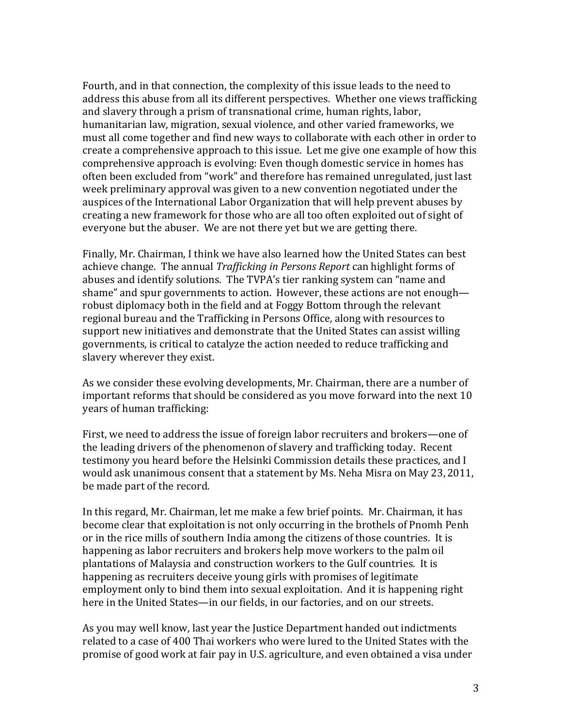Fourth, and in that connection, the complexity of this issue leads to the need to address this abuse from all its different perspectives. Whether one views trafficking and slavery through a prism of transnational crime, human rights, labor, humanitarian law, migration, sexual violence, and other varied frameworks, we must all come together and find new ways to collaborate with each other in order to create a comprehensive approach to this issue. Let me give one example of how this comprehensive approach is evolving: Even though domestic service in homes has often been excluded from "work" and therefore has remained unregulated, just last week preliminary approval was given to a new convention negotiated under the auspices of the International Labor Organization that will help prevent abuses by creating a new framework for those who are all too often exploited out of sight of everyone but the abuser. We are not there yet but we are getting there.

Finally, Mr. Chairman, I think we have also learned how the United States can best achieve change. The annual *Trafficking in Persons Report* can highlight forms of abuses and identify solutions. The TVPA's tier ranking system can "name and shame" and spur governments to action. However, these actions are not enough—robust diplomacy both in the field and at Foggy Bottom through the relevant regional bureau and the Trafficking in Persons Office, along with resources to support new initiatives and demonstrate that the United States can assist willing governments, is critical to catalyze the action needed to reduce trafficking and slavery wherever they exist.

As we consider these evolving developments, Mr. Chairman, there are a number of important reforms that should be considered as you move forward into the next 10 years of human trafficking:

First, we need to address the issue of foreign labor recruiters and brokers—one of the leading drivers of the phenomenon of slavery and trafficking today. Recent testimony you heard before the Helsinki Commission details these practices, and I would ask unanimous consent that a statement by Ms. Neha Misra on May 23, 2011, be made part of the record.

In this regard, Mr. Chairman, let me make a few brief points. Mr. Chairman, it has become clear that exploitation is not only occurring in the brothels of Pnomh Penh or in the rice mills of southern India among the citizens of those countries. It is happening as labor recruiters and brokers help move workers to the palm oil plantations of Malaysia and construction workers to the Gulf countries. It is happening as recruiters deceive young girls with promises of legitimate employment only to bind them into sexual exploitation. And it is happening right here in the United States—in our fields, in our factories, and on our streets.

As you may well know, last year the Justice Department handed out indictments related to a case of 400 Thai workers who were lured to the United States with the promise of good work at fair pay in U.S. agriculture, and even obtained a visa under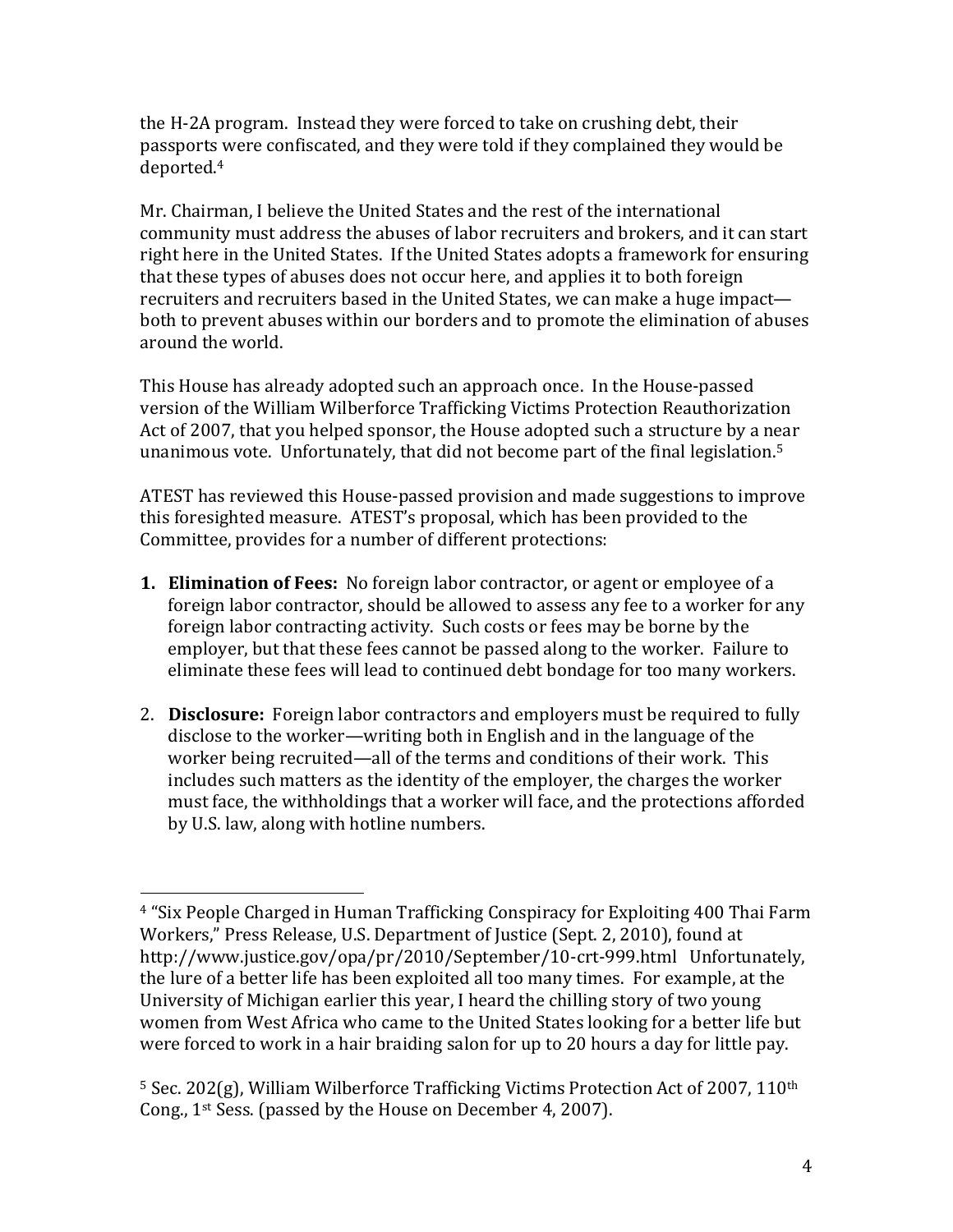the H-2A program. Instead they were forced to take on crushing debt, their passports were confiscated, and they were told if they complained they would be deported.[4]

Mr. Chairman, I believe the United States and the rest of the international community must address the abuses of labor recruiters and brokers, and it can start right here in the United States. If the United States adopts a framework for ensuring that these types of abuses does not occur here, and applies it to both foreign recruiters and recruiters based in the United States, we can make a huge impact—both to prevent abuses within our borders and to promote the elimination of abuses around the world.

This House has already adopted such an approach once. In the House-passed version of the William Wilberforce Trafficking Victims Protection Reauthorization Act of 2007, that you helped sponsor, the House adopted such a structure by a near unanimous vote. Unfortunately, that did not become part of the final legislation.[5]

ATEST has reviewed this House-passed provision and made suggestions to improve this foresighted measure. ATEST's proposal, which has been provided to the Committee, provides for a number of different protections:

1. **Elimination of Fees:** No foreign labor contractor, or agent or employee of a foreign labor contractor, should be allowed to assess any fee to a worker for any foreign labor contracting activity. Such costs or fees may be borne by the employer, but that these fees cannot be passed along to the worker. Failure to eliminate these fees will lead to continued debt bondage for too many workers.

2. **Disclosure:** Foreign labor contractors and employers must be required to fully disclose to the worker—writing both in English and in the language of the worker being recruited—all of the terms and conditions of their work. This includes such matters as the identity of the employer, the charges the worker must face, the withholdings that a worker will face, and the protections afforded by U.S. law, along with hotline numbers.

---

[4] "Six People Charged in Human Trafficking Conspiracy for Exploiting 400 Thai Farm Workers," Press Release, U.S. Department of Justice (Sept. 2, 2010), found at http://www.justice.gov/opa/pr/2010/September/10-crt-999.html Unfortunately, the lure of a better life has been exploited all too many times. For example, at the University of Michigan earlier this year, I heard the chilling story of two young women from West Africa who came to the United States looking for a better life but were forced to work in a hair braiding salon for up to 20 hours a day for little pay.

[5] Sec. 202(g), William Wilberforce Trafficking Victims Protection Act of 2007, 110th Cong., 1st Sess. (passed by the House on December 4, 2007).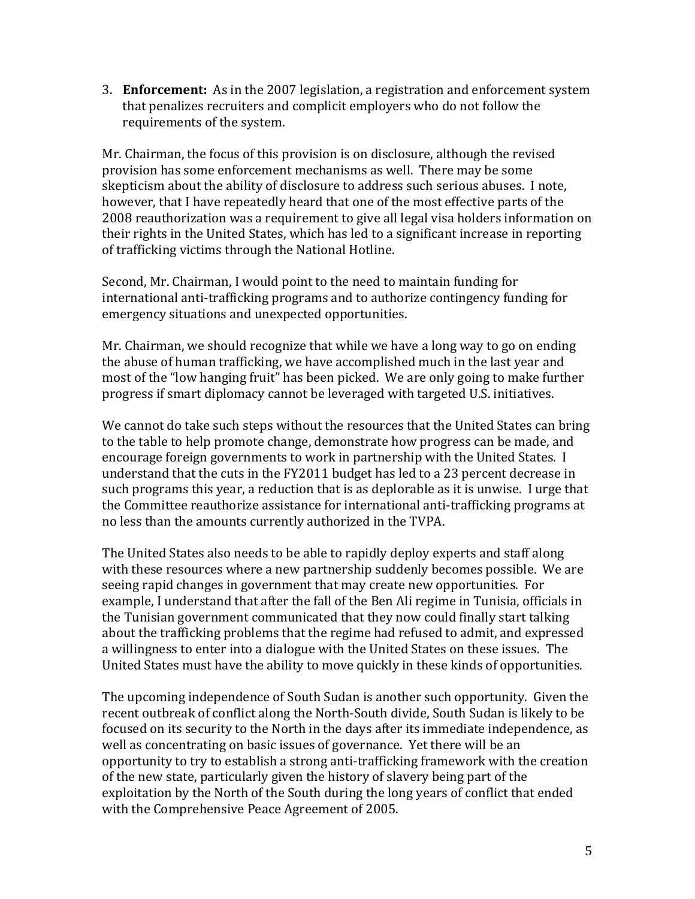3. **Enforcement:** As in the 2007 legislation, a registration and enforcement system that penalizes recruiters and complicit employers who do not follow the requirements of the system.

Mr. Chairman, the focus of this provision is on disclosure, although the revised provision has some enforcement mechanisms as well. There may be some skepticism about the ability of disclosure to address such serious abuses. I note, however, that I have repeatedly heard that one of the most effective parts of the 2008 reauthorization was a requirement to give all legal visa holders information on their rights in the United States, which has led to a significant increase in reporting of trafficking victims through the National Hotline.

Second, Mr. Chairman, I would point to the need to maintain funding for international anti-trafficking programs and to authorize contingency funding for emergency situations and unexpected opportunities.

Mr. Chairman, we should recognize that while we have a long way to go on ending the abuse of human trafficking, we have accomplished much in the last year and most of the "low hanging fruit" has been picked. We are only going to make further progress if smart diplomacy cannot be leveraged with targeted U.S. initiatives.

We cannot do take such steps without the resources that the United States can bring to the table to help promote change, demonstrate how progress can be made, and encourage foreign governments to work in partnership with the United States. I understand that the cuts in the FY2011 budget has led to a 23 percent decrease in such programs this year, a reduction that is as deplorable as it is unwise. I urge that the Committee reauthorize assistance for international anti-trafficking programs at no less than the amounts currently authorized in the TVPA.

The United States also needs to be able to rapidly deploy experts and staff along with these resources where a new partnership suddenly becomes possible. We are seeing rapid changes in government that may create new opportunities. For example, I understand that after the fall of the Ben Ali regime in Tunisia, officials in the Tunisian government communicated that they now could finally start talking about the trafficking problems that the regime had refused to admit, and expressed a willingness to enter into a dialogue with the United States on these issues. The United States must have the ability to move quickly in these kinds of opportunities.

The upcoming independence of South Sudan is another such opportunity. Given the recent outbreak of conflict along the North-South divide, South Sudan is likely to be focused on its security to the North in the days after its immediate independence, as well as concentrating on basic issues of governance. Yet there will be an opportunity to try to establish a strong anti-trafficking framework with the creation of the new state, particularly given the history of slavery being part of the exploitation by the North of the South during the long years of conflict that ended with the Comprehensive Peace Agreement of 2005.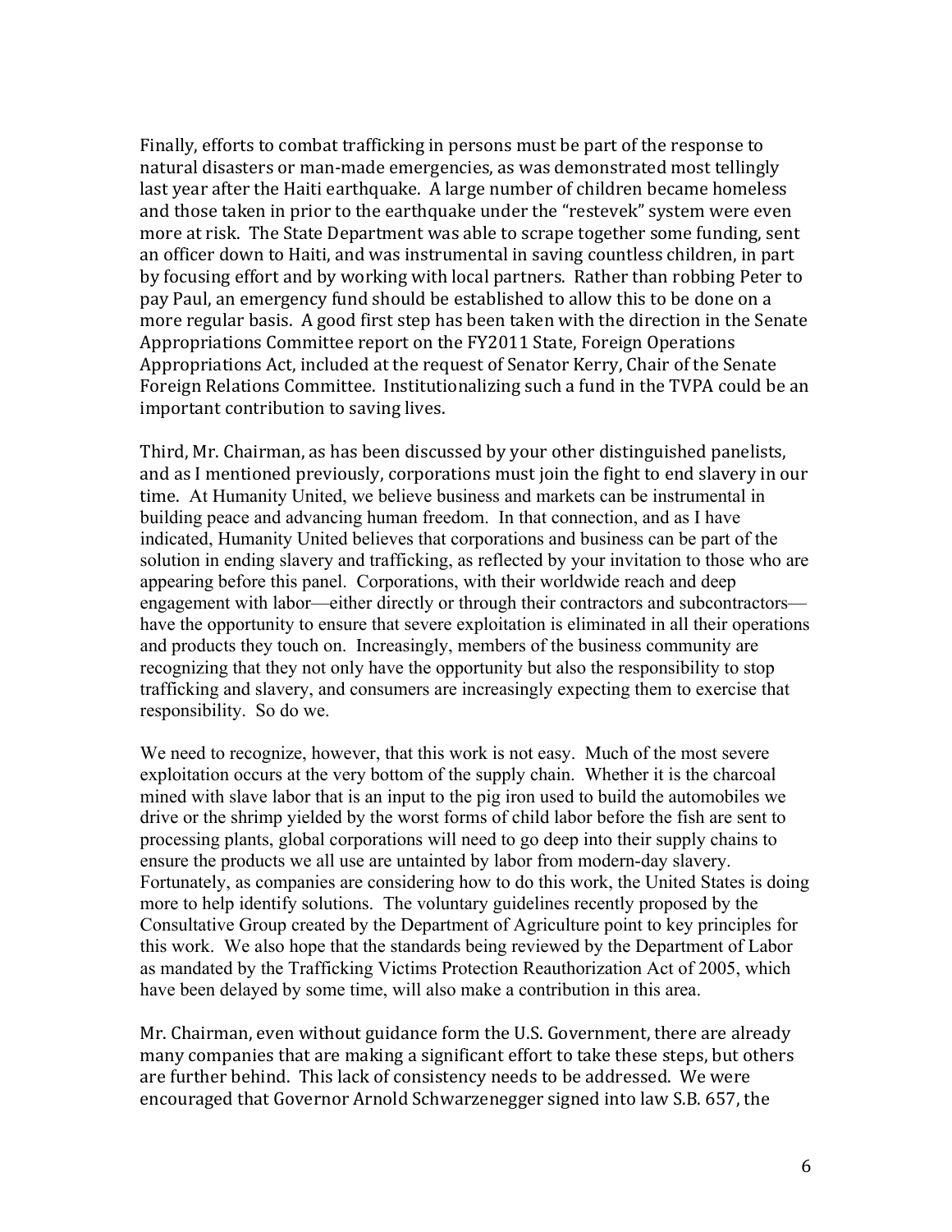Finally, efforts to combat trafficking in persons must be part of the response to natural disasters or man-made emergencies, as was demonstrated most tellingly last year after the Haiti earthquake. A large number of children became homeless and those taken in prior to the earthquake under the "restevek" system were even more at risk. The State Department was able to scrape together some funding, sent an officer down to Haiti, and was instrumental in saving countless children, in part by focusing effort and by working with local partners. Rather than robbing Peter to pay Paul, an emergency fund should be established to allow this to be done on a more regular basis. A good first step has been taken with the direction in the Senate Appropriations Committee report on the FY2011 State, Foreign Operations Appropriations Act, included at the request of Senator Kerry, Chair of the Senate Foreign Relations Committee. Institutionalizing such a fund in the TVPA could be an important contribution to saving lives.

Third, Mr. Chairman, as has been discussed by your other distinguished panelists, and as I mentioned previously, corporations must join the fight to end slavery in our time. At Humanity United, we believe business and markets can be instrumental in building peace and advancing human freedom. In that connection, and as I have indicated, Humanity United believes that corporations and business can be part of the solution in ending slavery and trafficking, as reflected by your invitation to those who are appearing before this panel. Corporations, with their worldwide reach and deep engagement with labor—either directly or through their contractors and subcontractors—have the opportunity to ensure that severe exploitation is eliminated in all their operations and products they touch on. Increasingly, members of the business community are recognizing that they not only have the opportunity but also the responsibility to stop trafficking and slavery, and consumers are increasingly expecting them to exercise that responsibility. So do we.

We need to recognize, however, that this work is not easy. Much of the most severe exploitation occurs at the very bottom of the supply chain. Whether it is the charcoal mined with slave labor that is an input to the pig iron used to build the automobiles we drive or the shrimp yielded by the worst forms of child labor before the fish are sent to processing plants, global corporations will need to go deep into their supply chains to ensure the products we all use are untainted by labor from modern-day slavery. Fortunately, as companies are considering how to do this work, the United States is doing more to help identify solutions. The voluntary guidelines recently proposed by the Consultative Group created by the Department of Agriculture point to key principles for this work. We also hope that the standards being reviewed by the Department of Labor as mandated by the Trafficking Victims Protection Reauthorization Act of 2005, which have been delayed by some time, will also make a contribution in this area.

Mr. Chairman, even without guidance form the U.S. Government, there are already many companies that are making a significant effort to take these steps, but others are further behind. This lack of consistency needs to be addressed. We were encouraged that Governor Arnold Schwarzenegger signed into law S.B. 657, the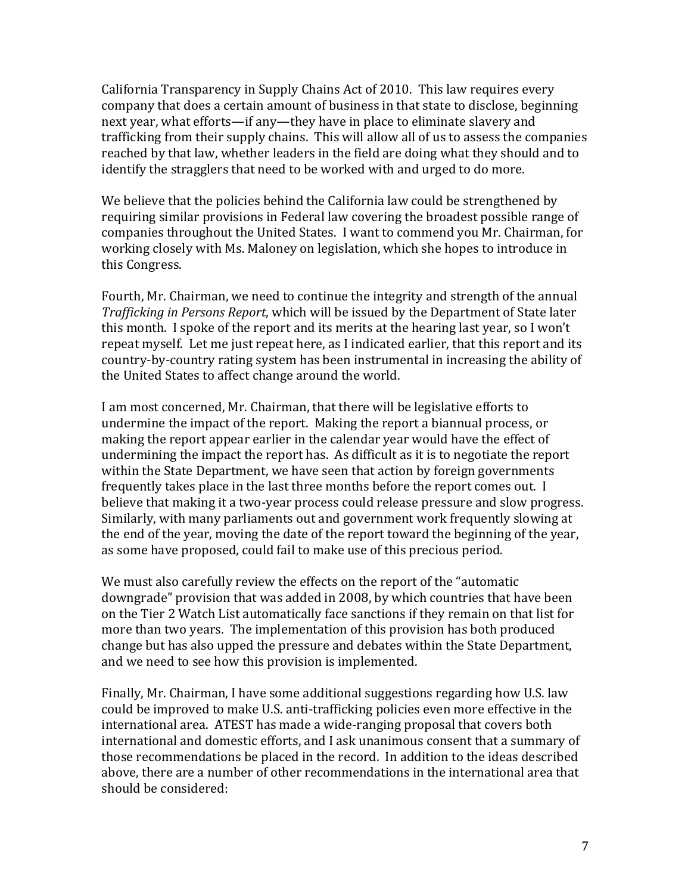California Transparency in Supply Chains Act of 2010. This law requires every company that does a certain amount of business in that state to disclose, beginning next year, what efforts—if any—they have in place to eliminate slavery and trafficking from their supply chains. This will allow all of us to assess the companies reached by that law, whether leaders in the field are doing what they should and to identify the stragglers that need to be worked with and urged to do more.

We believe that the policies behind the California law could be strengthened by requiring similar provisions in Federal law covering the broadest possible range of companies throughout the United States. I want to commend you Mr. Chairman, for working closely with Ms. Maloney on legislation, which she hopes to introduce in this Congress.

Fourth, Mr. Chairman, we need to continue the integrity and strength of the annual *Trafficking in Persons Report*, which will be issued by the Department of State later this month. I spoke of the report and its merits at the hearing last year, so I won't repeat myself. Let me just repeat here, as I indicated earlier, that this report and its country-by-country rating system has been instrumental in increasing the ability of the United States to affect change around the world.

I am most concerned, Mr. Chairman, that there will be legislative efforts to undermine the impact of the report. Making the report a biannual process, or making the report appear earlier in the calendar year would have the effect of undermining the impact the report has. As difficult as it is to negotiate the report within the State Department, we have seen that action by foreign governments frequently takes place in the last three months before the report comes out. I believe that making it a two-year process could release pressure and slow progress. Similarly, with many parliaments out and government work frequently slowing at the end of the year, moving the date of the report toward the beginning of the year, as some have proposed, could fail to make use of this precious period.

We must also carefully review the effects on the report of the "automatic downgrade" provision that was added in 2008, by which countries that have been on the Tier 2 Watch List automatically face sanctions if they remain on that list for more than two years. The implementation of this provision has both produced change but has also upped the pressure and debates within the State Department, and we need to see how this provision is implemented.

Finally, Mr. Chairman, I have some additional suggestions regarding how U.S. law could be improved to make U.S. anti-trafficking policies even more effective in the international area. ATEST has made a wide-ranging proposal that covers both international and domestic efforts, and I ask unanimous consent that a summary of those recommendations be placed in the record. In addition to the ideas described above, there are a number of other recommendations in the international area that should be considered: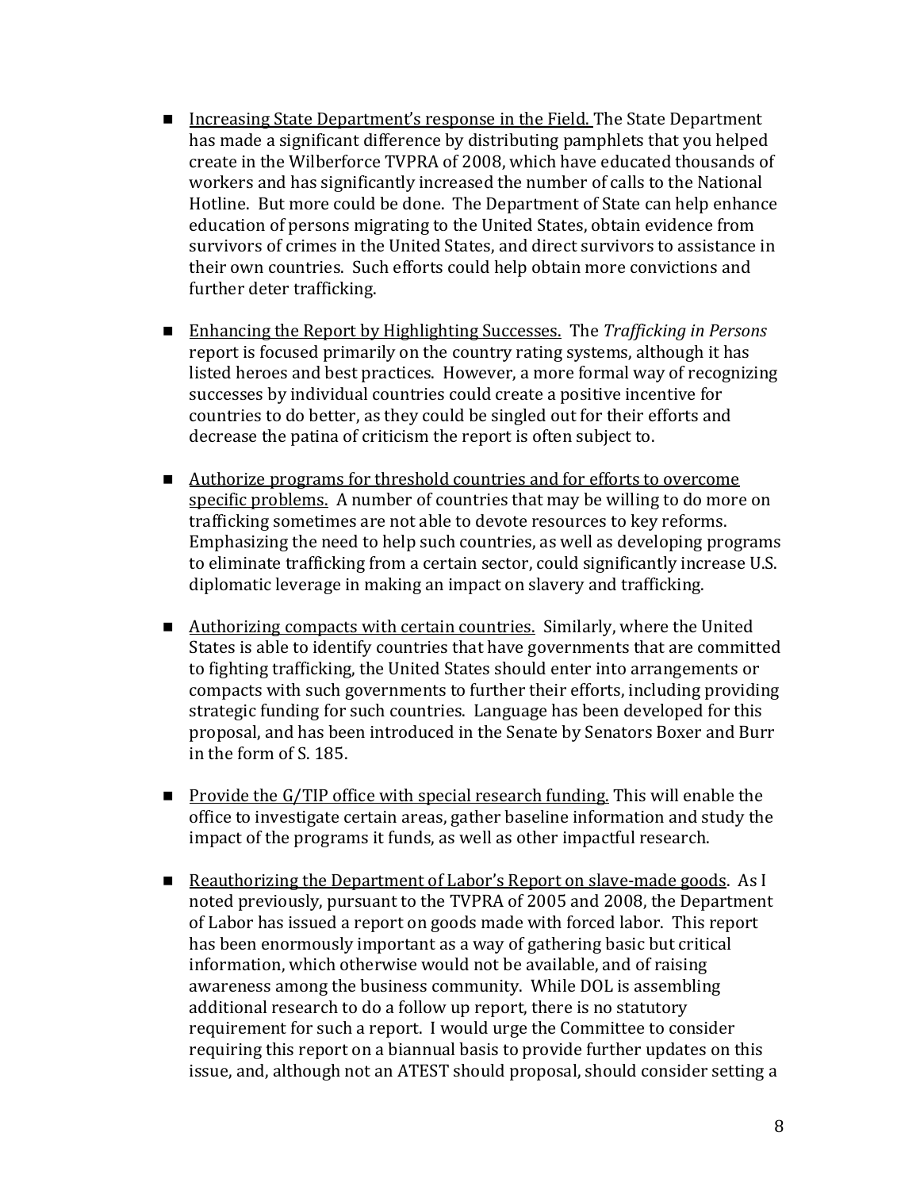- <u>Increasing State Department's response in the Field.</u> The State Department has made a significant difference by distributing pamphlets that you helped create in the Wilberforce TVPRA of 2008, which have educated thousands of workers and has significantly increased the number of calls to the National Hotline. But more could be done. The Department of State can help enhance education of persons migrating to the United States, obtain evidence from survivors of crimes in the United States, and direct survivors to assistance in their own countries. Such efforts could help obtain more convictions and further deter trafficking.

- <u>Enhancing the Report by Highlighting Successes.</u> The *Trafficking in Persons* report is focused primarily on the country rating systems, although it has listed heroes and best practices. However, a more formal way of recognizing successes by individual countries could create a positive incentive for countries to do better, as they could be singled out for their efforts and decrease the patina of criticism the report is often subject to.

- <u>Authorize programs for threshold countries and for efforts to overcome specific problems.</u> A number of countries that may be willing to do more on trafficking sometimes are not able to devote resources to key reforms. Emphasizing the need to help such countries, as well as developing programs to eliminate trafficking from a certain sector, could significantly increase U.S. diplomatic leverage in making an impact on slavery and trafficking.

- <u>Authorizing compacts with certain countries.</u> Similarly, where the United States is able to identify countries that have governments that are committed to fighting trafficking, the United States should enter into arrangements or compacts with such governments to further their efforts, including providing strategic funding for such countries. Language has been developed for this proposal, and has been introduced in the Senate by Senators Boxer and Burr in the form of S. 185.

- <u>Provide the G/TIP office with special research funding.</u> This will enable the office to investigate certain areas, gather baseline information and study the impact of the programs it funds, as well as other impactful research.

- <u>Reauthorizing the Department of Labor's Report on slave-made goods</u>. As I noted previously, pursuant to the TVPRA of 2005 and 2008, the Department of Labor has issued a report on goods made with forced labor. This report has been enormously important as a way of gathering basic but critical information, which otherwise would not be available, and of raising awareness among the business community. While DOL is assembling additional research to do a follow up report, there is no statutory requirement for such a report. I would urge the Committee to consider requiring this report on a biannual basis to provide further updates on this issue, and, although not an ATEST should proposal, should consider setting a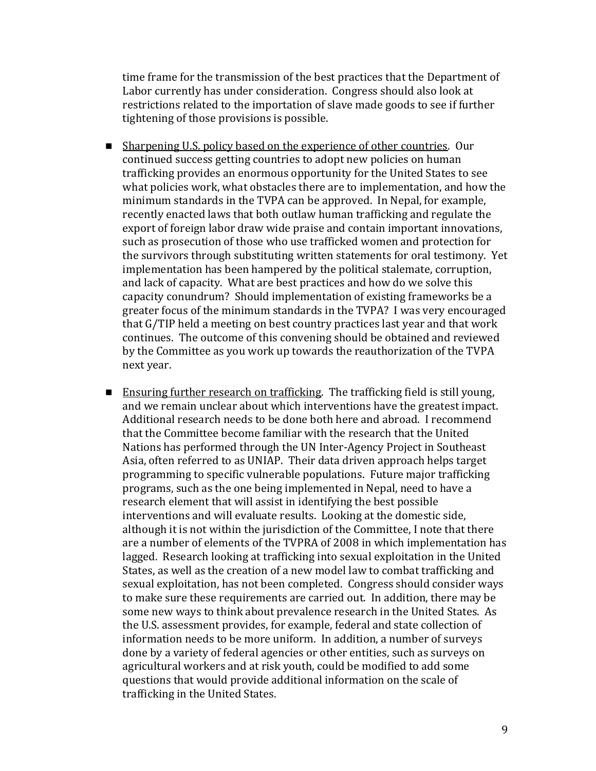time frame for the transmission of the best practices that the Department of Labor currently has under consideration. Congress should also look at restrictions related to the importation of slave made goods to see if further tightening of those provisions is possible.

- <u>Sharpening U.S. policy based on the experience of other countries</u>. Our continued success getting countries to adopt new policies on human trafficking provides an enormous opportunity for the United States to see what policies work, what obstacles there are to implementation, and how the minimum standards in the TVPA can be approved. In Nepal, for example, recently enacted laws that both outlaw human trafficking and regulate the export of foreign labor draw wide praise and contain important innovations, such as prosecution of those who use trafficked women and protection for the survivors through substituting written statements for oral testimony. Yet implementation has been hampered by the political stalemate, corruption, and lack of capacity. What are best practices and how do we solve this capacity conundrum? Should implementation of existing frameworks be a greater focus of the minimum standards in the TVPA? I was very encouraged that G/TIP held a meeting on best country practices last year and that work continues. The outcome of this convening should be obtained and reviewed by the Committee as you work up towards the reauthorization of the TVPA next year.

- <u>Ensuring further research on trafficking</u>. The trafficking field is still young, and we remain unclear about which interventions have the greatest impact. Additional research needs to be done both here and abroad. I recommend that the Committee become familiar with the research that the United Nations has performed through the UN Inter-Agency Project in Southeast Asia, often referred to as UNIAP. Their data driven approach helps target programming to specific vulnerable populations. Future major trafficking programs, such as the one being implemented in Nepal, need to have a research element that will assist in identifying the best possible interventions and will evaluate results. Looking at the domestic side, although it is not within the jurisdiction of the Committee, I note that there are a number of elements of the TVPRA of 2008 in which implementation has lagged. Research looking at trafficking into sexual exploitation in the United States, as well as the creation of a new model law to combat trafficking and sexual exploitation, has not been completed. Congress should consider ways to make sure these requirements are carried out. In addition, there may be some new ways to think about prevalence research in the United States. As the U.S. assessment provides, for example, federal and state collection of information needs to be more uniform. In addition, a number of surveys done by a variety of federal agencies or other entities, such as surveys on agricultural workers and at risk youth, could be modified to add some questions that would provide additional information on the scale of trafficking in the United States.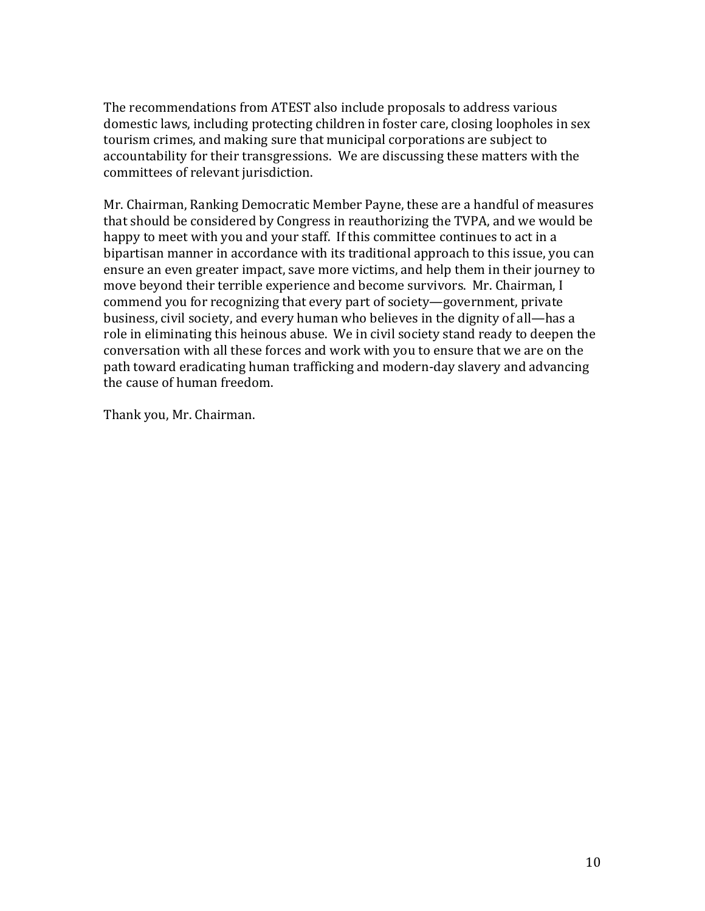The recommendations from ATEST also include proposals to address various domestic laws, including protecting children in foster care, closing loopholes in sex tourism crimes, and making sure that municipal corporations are subject to accountability for their transgressions. We are discussing these matters with the committees of relevant jurisdiction.

Mr. Chairman, Ranking Democratic Member Payne, these are a handful of measures that should be considered by Congress in reauthorizing the TVPA, and we would be happy to meet with you and your staff. If this committee continues to act in a bipartisan manner in accordance with its traditional approach to this issue, you can ensure an even greater impact, save more victims, and help them in their journey to move beyond their terrible experience and become survivors. Mr. Chairman, I commend you for recognizing that every part of society—government, private business, civil society, and every human who believes in the dignity of all—has a role in eliminating this heinous abuse. We in civil society stand ready to deepen the conversation with all these forces and work with you to ensure that we are on the path toward eradicating human trafficking and modern-day slavery and advancing the cause of human freedom.

Thank you, Mr. Chairman.